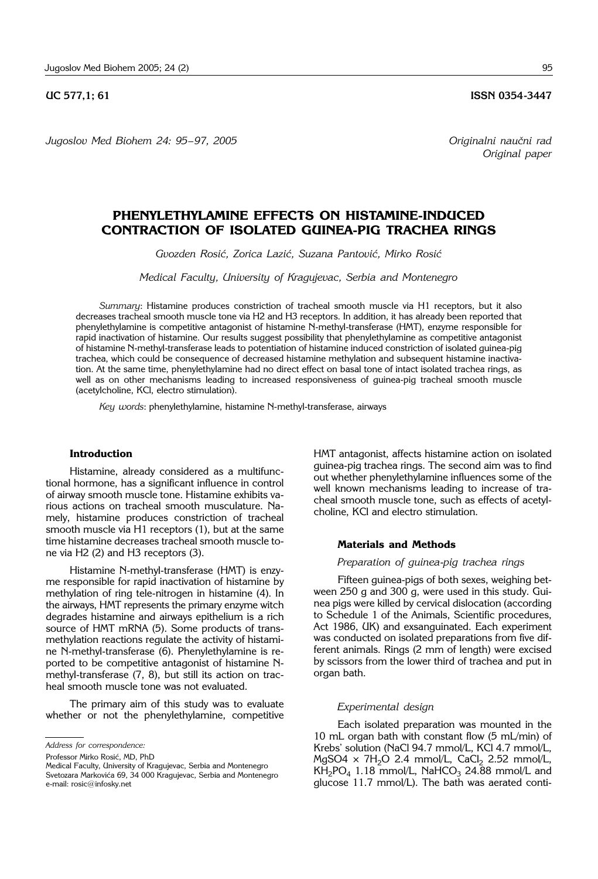UC 577,1; 61 **ISSN 0354-3447**

*Jugoslov Med Biohem 24: 95–97, 2005*

*Originalni naučni rad*
*Original paper*

# PHENYLETHYLAMINE EFFECTS ON HISTAMINE-INDUCED CONTRACTION OF ISOLATED GUINEA-PIG TRACHEA RINGS

*Gvozden Rosić, Zorica Lazić, Suzana Pantović, Mirko Rosić*

*Medical Faculty, University of Kragujevac, Serbia and Montenegro*

*Summary*: Histamine produces constriction of tracheal smooth muscle via H1 receptors, but it also decreases tracheal smooth muscle tone via H2 and H3 receptors. In addition, it has already been reported that phenylethylamine is competitive antagonist of histamine N-methyl-transferase (HMT), enzyme responsible for rapid inactivation of histamine. Our results suggest possibility that phenylethylamine as competitive antagonist of histamine N-methyl-transferase leads to potentiation of histamine induced constriction of isolated guinea-pig trachea, which could be consequence of decreased histamine methylation and subsequent histamine inactivation. At the same time, phenylethylamine had no direct effect on basal tone of intact isolated trachea rings, as well as on other mechanisms leading to increased responsiveness of guinea-pig tracheal smooth muscle (acetylcholine, KCl, electro stimulation).

*Key words*: phenylethylamine, histamine N-methyl-transferase, airways

## Introduction

Histamine, already considered as a multifunctional hormone, has a significant influence in control of airway smooth muscle tone. Histamine exhibits various actions on tracheal smooth musculature. Namely, histamine produces constriction of tracheal smooth muscle via H1 receptors (1), but at the same time histamine decreases tracheal smooth muscle tone via H2 (2) and H3 receptors (3).

Histamine N-methyl-transferase (HMT) is enzyme responsible for rapid inactivation of histamine by methylation of ring tele-nitrogen in histamine (4). In the airways, HMT represents the primary enzyme witch degrades histamine and airways epithelium is a rich source of HMT mRNA (5). Some products of transmethylation reactions regulate the activity of histamine N-methyl-transferase (6). Phenylethylamine is reported to be competitive antagonist of histamine N-methyl-transferase (7, 8), but still its action on tracheal smooth muscle tone was not evaluated.

The primary aim of this study was to evaluate whether or not the phenylethylamine, competitive HMT antagonist, affects histamine action on isolated guinea-pig trachea rings. The second aim was to find out whether phenylethylamine influences some of the well known mechanisms leading to increase of tracheal smooth muscle tone, such as effects of acetylcholine, KCl and electro stimulation.

## Materials and Methods

### *Preparation of guinea-pig trachea rings*

Fifteen guinea-pigs of both sexes, weighing between 250 g and 300 g, were used in this study. Guinea pigs were killed by cervical dislocation (according to Schedule 1 of the Animals, Scientific procedures, Act 1986, UK) and exsanguinated. Each experiment was conducted on isolated preparations from five different animals. Rings (2 mm of length) were excised by scissors from the lower third of trachea and put in organ bath.

### *Experimental design*

Each isolated preparation was mounted in the 10 mL organ bath with constant flow (5 mL/min) of Krebs' solution (NaCl 94.7 mmol/L, KCl 4.7 mmol/L, $MgSO_4 \times 7H_2O$ 2.4 mmol/L, $CaCl_2$ 2.52 mmol/L, $KH_2PO_4$ 1.18 mmol/L, $NaHCO_3$ 24.88 mmol/L and glucose 11.7 mmol/L). The bath was aerated conti-

---

*Address for correspondence:*

Professor Mirko Rosić, MD, PhD
Medical Faculty, University of Kragujevac, Serbia and Montenegro
Svetozara Markovića 69, 34 000 Kragujevac, Serbia and Montenegro
e-mail: rosic@infosky.net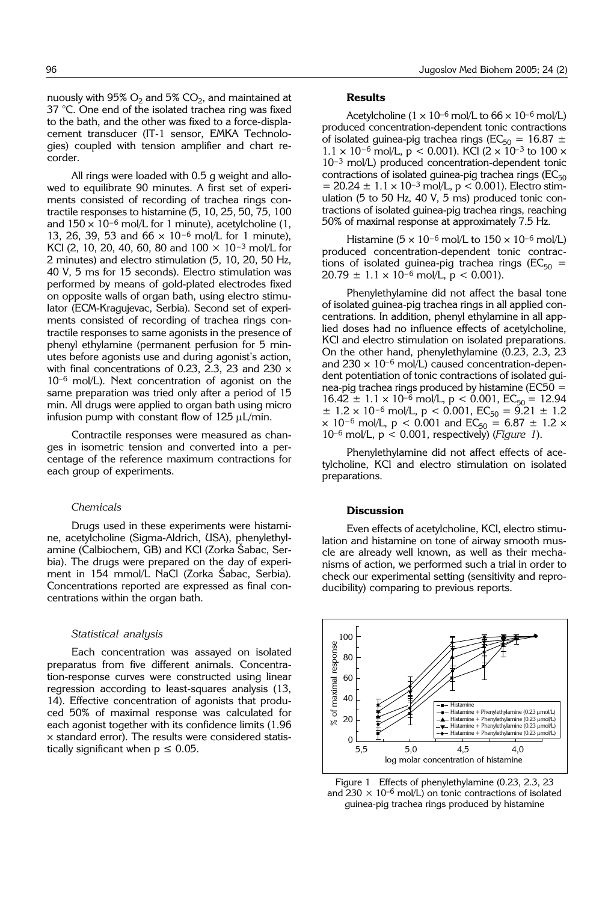nuously with 95% $O_2$ and 5% $CO_2$, and maintained at 37 °C. One end of the isolated trachea ring was fixed to the bath, and the other was fixed to a force-displacement transducer (IT-1 sensor, EMKA Technologies) coupled with tension amplifier and chart recorder.

All rings were loaded with 0.5 g weight and allowed to equilibrate 90 minutes. A first set of experiments consisted of recording of trachea rings contractile responses to histamine (5, 10, 25, 50, 75, 100 and $150 \times 10^{-6}$ mol/L for 1 minute), acetylcholine (1, 13, 26, 39, 53 and $66 \times 10^{-6}$ mol/L for 1 minute), KCl (2, 10, 20, 40, 60, 80 and $100 \times 10^{-3}$ mol/L for 2 minutes) and electro stimulation (5, 10, 20, 50 Hz, 40 V, 5 ms for 15 seconds). Electro stimulation was performed by means of gold-plated electrodes fixed on opposite walls of organ bath, using electro stimulator (ECM-Kragujevac, Serbia). Second set of experiments consisted of recording of trachea rings contractile responses to same agonists in the presence of phenyl ethylamine (permanent perfusion for 5 minutes before agonists use and during agonist's action, with final concentrations of 0.23, 2.3, 23 and $230 \times 10^{-6}$ mol/L). Next concentration of agonist on the same preparation was tried only after a period of 15 min. All drugs were applied to organ bath using micro infusion pump with constant flow of 125 μL/min.

Contractile responses were measured as changes in isometric tension and converted into a percentage of the reference maximum contractions for each group of experiments.

### *Chemicals*

Drugs used in these experiments were histamine, acetylcholine (Sigma-Aldrich, USA), phenylethylamine (Calbiochem, GB) and KCl (Zorka Šabac, Serbia). The drugs were prepared on the day of experiment in 154 mmol/L NaCl (Zorka Šabac, Serbia). Concentrations reported are expressed as final concentrations within the organ bath.

### *Statistical analysis*

Each concentration was assayed on isolated preparatus from five different animals. Concentration-response curves were constructed using linear regression according to least-squares analysis (13, 14). Effective concentration of agonists that produced 50% of maximal response was calculated for each agonist together with its confidence limits (1.96 × standard error). The results were considered statistically significant when $p \leq 0.05$.

## Results

Acetylcholine ($1 \times 10^{-6}$ mol/L to $66 \times 10^{-6}$ mol/L) produced concentration-dependent tonic contractions of isolated guinea-pig trachea rings ($EC_{50} = 16.87 \pm 1.1 \times 10^{-6}$ mol/L, $p < 0.001$). KCl ($2 \times 10^{-3}$ to $100 \times 10^{-3}$ mol/L) produced concentration-dependent tonic contractions of isolated guinea-pig trachea rings ($EC_{50} = 20.24 \pm 1.1 \times 10^{-3}$ mol/L, $p < 0.001$). Electro stimulation (5 to 50 Hz, 40 V, 5 ms) produced tonic contractions of isolated guinea-pig trachea rings, reaching 50% of maximal response at approximately 7.5 Hz.

Histamine ($5 \times 10^{-6}$ mol/L to $150 \times 10^{-6}$ mol/L) produced concentration-dependent tonic contractions of isolated guinea-pig trachea rings ($EC_{50} = 20.79 \pm 1.1 \times 10^{-6}$ mol/L, $p < 0.001$).

Phenylethylamine did not affect the basal tone of isolated guinea-pig trachea rings in all applied concentrations. In addition, phenyl ethylamine in all applied doses had no influence effects of acetylcholine, KCl and electro stimulation on isolated preparations. On the other hand, phenylethylamine (0.23, 2.3, 23 and $230 \times 10^{-6}$ mol/L) caused concentration-dependent potentiation of tonic contractions of isolated guinea-pig trachea rings produced by histamine ($EC50 = 16.42 \pm 1.1 \times 10^{-6}$ mol/L, $p < 0.001$, $EC_{50} = 12.94 \pm 1.2 \times 10^{-6}$ mol/L, $p < 0.001$, $EC_{50} = 9.21 \pm 1.2 \times 10^{-6}$ mol/L, $p < 0.001$ and $EC_{50} = 6.87 \pm 1.2 \times 10^{-6}$ mol/L, $p < 0.001$, respectively) (*Figure 1*).

Phenylethylamine did not affect effects of acetylcholine, KCl and electro stimulation on isolated preparations.

## Discussion

Even effects of acetylcholine, KCl, electro stimulation and histamine on tone of airway smooth muscle are already well known, as well as their mechanisms of action, we performed such a trial in order to check our experimental setting (sensitivity and reproducibility) comparing to previous reports.

Figure 1 Effects of phenylethylamine (0.23, 2.3, 23 and $230 \times 10^{-6}$ mol/L) on tonic contractions of isolated guinea-pig trachea rings produced by histamine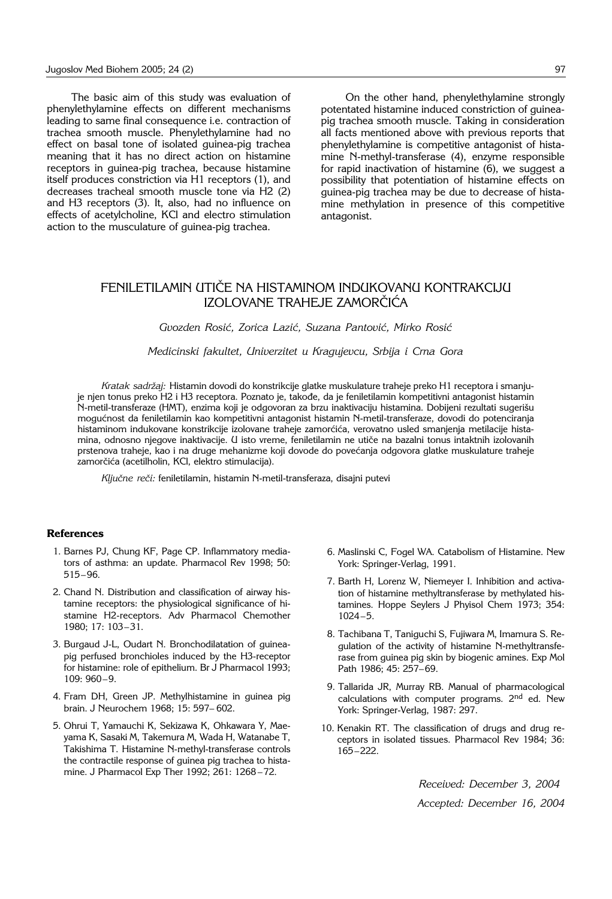The basic aim of this study was evaluation of phenylethylamine effects on different mechanisms leading to same final consequence i.e. contraction of trachea smooth muscle. Phenylethylamine had no effect on basal tone of isolated guinea-pig trachea meaning that it has no direct action on histamine receptors in guinea-pig trachea, because histamine itself produces constriction via H1 receptors (1), and decreases tracheal smooth muscle tone via H2 (2) and H3 receptors (3). It, also, had no influence on effects of acetylcholine, KCl and electro stimulation action to the musculature of guinea-pig trachea.

On the other hand, phenylethylamine strongly potentated histamine induced constriction of guinea-pig trachea smooth muscle. Taking in consideration all facts mentioned above with previous reports that phenylethylamine is competitive antagonist of histamine N-methyl-transferase (4), enzyme responsible for rapid inactivation of histamine (6), we suggest a possibility that potentiation of histamine effects on guinea-pig trachea may be due to decrease of histamine methylation in presence of this competitive antagonist.

## FENILETILAMIN UTIČE NA HISTAMINOM INDUKOVANU KONTRAKCIJU IZOLOVANE TRAHEJE ZAMORČIĆA

*Gvozden Rosić, Zorica Lazić, Suzana Pantović, Mirko Rosić*

*Medicinski fakultet, Univerzitet u Kragujevcu, Srbija i Crna Gora*

*Kratak sadržaj:* Histamin dovodi do konstrikcije glatke muskulature traheje preko H1 receptora i smanjuje njen tonus preko H2 i H3 receptora. Poznato je, takođe, da je feniletilamin kompetitivni antagonist histamin N-metil-transferaze (HMT), enzima koji je odgovoran za brzu inaktivaciju histamina. Dobijeni rezultati sugerišu mogućnost da feniletilamin kao kompetitivni antagonist histamin N-metil-transferaze, dovodi do potenciranja histaminom indukovane konstrikcije izolovane traheje zamorćića, verovatno usled smanjenja metilacije histamina, odnosno njegove inaktivacije. U isto vreme, feniletilamin ne utiče na bazalni tonus intaktnih izolovanih prstenova traheje, kao i na druge mehanizme koji dovode do povećanja odgovora glatke muskulature traheje zamorčića (acetilholin, KCl, elektro stimulacija).

*Ključne reči:* feniletilamin, histamin N-metil-transferaza, disajni putevi

### References

1. Barnes PJ, Chung KF, Page CP. Inflammatory mediators of asthma: an update. Pharmacol Rev 1998; 50: 515–96.
2. Chand N. Distribution and classification of airway histamine receptors: the physiological significance of histamine H2-receptors. Adv Pharmacol Chemother 1980; 17: 103–31.
3. Burgaud J-L, Oudart N. Bronchodilatation of guinea-pig perfused bronchioles induced by the H3-receptor for histamine: role of epithelium. Br J Pharmacol 1993; 109: 960–9.
4. Fram DH, Green JP. Methylhistamine in guinea pig brain. J Neurochem 1968; 15: 597–602.
5. Ohrui T, Yamauchi K, Sekizawa K, Ohkawara Y, Maeyama K, Sasaki M, Takemura M, Wada H, Watanabe T, Takishima T. Histamine N-methyl-transferase controls the contractile response of guinea pig trachea to histamine. J Pharmacol Exp Ther 1992; 261: 1268–72.
6. Maslinski C, Fogel WA. Catabolism of Histamine. New York: Springer-Verlag, 1991.
7. Barth H, Lorenz W, Niemeyer I. Inhibition and activation of histamine methyltransferase by methylated histamines. Hoppe Seylers J Phyisol Chem 1973; 354: 1024–5.
8. Tachibana T, Taniguchi S, Fujiwara M, Imamura S. Regulation of the activity of histamine N-methyltransferase from guinea pig skin by biogenic amines. Exp Mol Path 1986; 45: 257–69.
9. Tallarida JR, Murray RB. Manual of pharmacological calculations with computer programs. 2nd ed. New York: Springer-Verlag, 1987: 297.
10. Kenakin RT. The classification of drugs and drug receptors in isolated tissues. Pharmacol Rev 1984; 36: 165–222.

*Received: December 3, 2004*

*Accepted: December 16, 2004*